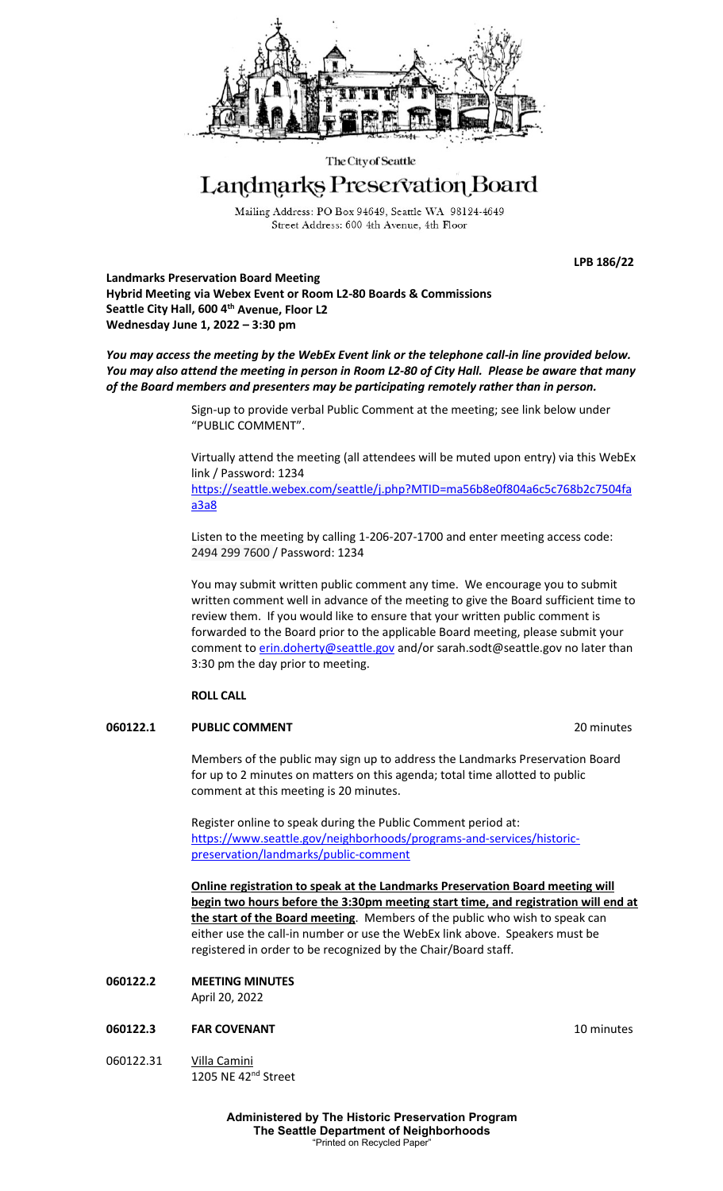The City of Seattle

# Landmarks Preservation Board

Mailing Address: PO Box 94649, Seattle WA 98124-4649
Street Address: 600 4th Avenue, 4th Floor

**LPB 186/22**

**Landmarks Preservation Board Meeting**
**Hybrid Meeting via Webex Event or Room L2-80 Boards & Commissions**
**Seattle City Hall, 600 4th Avenue, Floor L2**
**Wednesday June 1, 2022 – 3:30 pm**

***You may access the meeting by the WebEx Event link or the telephone call-in line provided below. You may also attend the meeting in person in Room L2-80 of City Hall. Please be aware that many of the Board members and presenters may be participating remotely rather than in person.***

Sign-up to provide verbal Public Comment at the meeting; see link below under "PUBLIC COMMENT".

Virtually attend the meeting (all attendees will be muted upon entry) via this WebEx link / Password: 1234
https://seattle.webex.com/seattle/j.php?MTID=ma56b8e0f804a6c5c768b2c7504faa3a8

Listen to the meeting by calling 1-206-207-1700 and enter meeting access code: 2494 299 7600 / Password: 1234

You may submit written public comment any time. We encourage you to submit written comment well in advance of the meeting to give the Board sufficient time to review them. If you would like to ensure that your written public comment is forwarded to the Board prior to the applicable Board meeting, please submit your comment to erin.doherty@seattle.gov and/or sarah.sodt@seattle.gov no later than 3:30 pm the day prior to meeting.

**ROLL CALL**

**060122.1 PUBLIC COMMENT** — 20 minutes

Members of the public may sign up to address the Landmarks Preservation Board for up to 2 minutes on matters on this agenda; total time allotted to public comment at this meeting is 20 minutes.

Register online to speak during the Public Comment period at:
https://www.seattle.gov/neighborhoods/programs-and-services/historic-preservation/landmarks/public-comment

**Online registration to speak at the Landmarks Preservation Board meeting will begin two hours before the 3:30pm meeting start time, and registration will end at the start of the Board meeting**. Members of the public who wish to speak can either use the call-in number or use the WebEx link above. Speakers must be registered in order to be recognized by the Chair/Board staff.

**060122.2 MEETING MINUTES**
April 20, 2022

**060122.3 FAR COVENANT** — 10 minutes

060122.31 Villa Camini
1205 NE 42nd Street

**Administered by The Historic Preservation Program**
**The Seattle Department of Neighborhoods**
"Printed on Recycled Paper"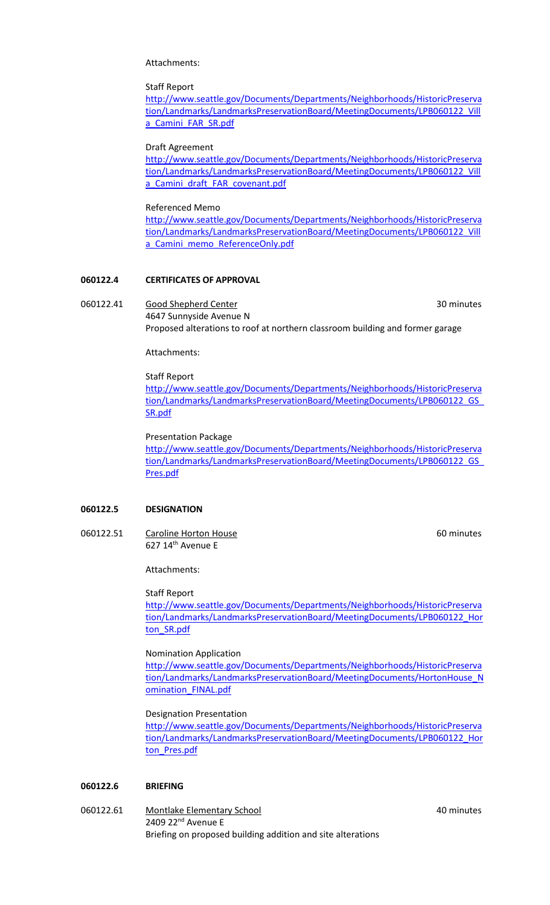Attachments:

Staff Report
[http://www.seattle.gov/Documents/Departments/Neighborhoods/HistoricPreservation/Landmarks/LandmarksPreservationBoard/MeetingDocuments/LPB060122_Villa_Camini_FAR_SR.pdf](http://www.seattle.gov/Documents/Departments/Neighborhoods/HistoricPreservation/Landmarks/LandmarksPreservationBoard/MeetingDocuments/LPB060122_Villa_Camini_FAR_SR.pdf)

Draft Agreement
[http://www.seattle.gov/Documents/Departments/Neighborhoods/HistoricPreservation/Landmarks/LandmarksPreservationBoard/MeetingDocuments/LPB060122_Villa_Camini_draft_FAR_covenant.pdf](http://www.seattle.gov/Documents/Departments/Neighborhoods/HistoricPreservation/Landmarks/LandmarksPreservationBoard/MeetingDocuments/LPB060122_Villa_Camini_draft_FAR_covenant.pdf)

Referenced Memo
[http://www.seattle.gov/Documents/Departments/Neighborhoods/HistoricPreservation/Landmarks/LandmarksPreservationBoard/MeetingDocuments/LPB060122_Villa_Camini_memo_ReferenceOnly.pdf](http://www.seattle.gov/Documents/Departments/Neighborhoods/HistoricPreservation/Landmarks/LandmarksPreservationBoard/MeetingDocuments/LPB060122_Villa_Camini_memo_ReferenceOnly.pdf)

**060122.4 CERTIFICATES OF APPROVAL**

060122.41 Good Shepherd Center — 30 minutes
4647 Sunnyside Avenue N
Proposed alterations to roof at northern classroom building and former garage

Attachments:

Staff Report
[http://www.seattle.gov/Documents/Departments/Neighborhoods/HistoricPreservation/Landmarks/LandmarksPreservationBoard/MeetingDocuments/LPB060122_GS_SR.pdf](http://www.seattle.gov/Documents/Departments/Neighborhoods/HistoricPreservation/Landmarks/LandmarksPreservationBoard/MeetingDocuments/LPB060122_GS_SR.pdf)

Presentation Package
[http://www.seattle.gov/Documents/Departments/Neighborhoods/HistoricPreservation/Landmarks/LandmarksPreservationBoard/MeetingDocuments/LPB060122_GS_Pres.pdf](http://www.seattle.gov/Documents/Departments/Neighborhoods/HistoricPreservation/Landmarks/LandmarksPreservationBoard/MeetingDocuments/LPB060122_GS_Pres.pdf)

**060122.5 DESIGNATION**

060122.51 Caroline Horton House — 60 minutes
627 14th Avenue E

Attachments:

Staff Report
[http://www.seattle.gov/Documents/Departments/Neighborhoods/HistoricPreservation/Landmarks/LandmarksPreservationBoard/MeetingDocuments/LPB060122_Horton_SR.pdf](http://www.seattle.gov/Documents/Departments/Neighborhoods/HistoricPreservation/Landmarks/LandmarksPreservationBoard/MeetingDocuments/LPB060122_Horton_SR.pdf)

Nomination Application
[http://www.seattle.gov/Documents/Departments/Neighborhoods/HistoricPreservation/Landmarks/LandmarksPreservationBoard/MeetingDocuments/HortonHouse_Nomination_FINAL.pdf](http://www.seattle.gov/Documents/Departments/Neighborhoods/HistoricPreservation/Landmarks/LandmarksPreservationBoard/MeetingDocuments/HortonHouse_Nomination_FINAL.pdf)

Designation Presentation
[http://www.seattle.gov/Documents/Departments/Neighborhoods/HistoricPreservation/Landmarks/LandmarksPreservationBoard/MeetingDocuments/LPB060122_Horton_Pres.pdf](http://www.seattle.gov/Documents/Departments/Neighborhoods/HistoricPreservation/Landmarks/LandmarksPreservationBoard/MeetingDocuments/LPB060122_Horton_Pres.pdf)

**060122.6 BRIEFING**

060122.61 Montlake Elementary School — 40 minutes
2409 22nd Avenue E
Briefing on proposed building addition and site alterations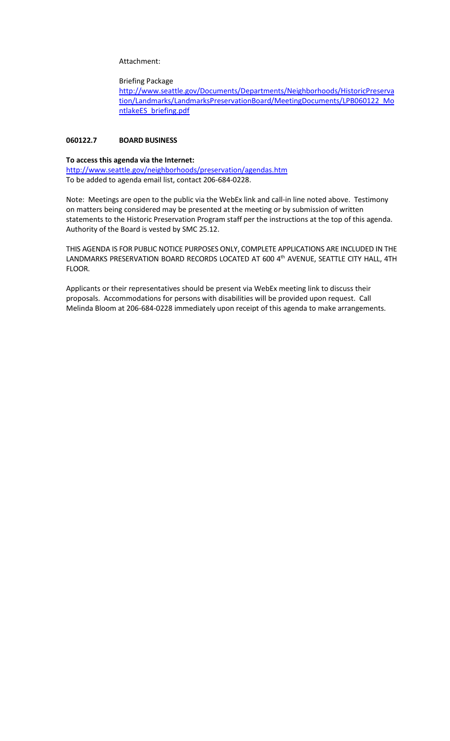Attachment:

Briefing Package
http://www.seattle.gov/Documents/Departments/Neighborhoods/HistoricPreservation/Landmarks/LandmarksPreservationBoard/MeetingDocuments/LPB060122_MontlakeES_briefing.pdf

**060122.7 BOARD BUSINESS**

**To access this agenda via the Internet:**
http://www.seattle.gov/neighborhoods/preservation/agendas.htm
To be added to agenda email list, contact 206-684-0228.

Note: Meetings are open to the public via the WebEx link and call-in line noted above. Testimony on matters being considered may be presented at the meeting or by submission of written statements to the Historic Preservation Program staff per the instructions at the top of this agenda. Authority of the Board is vested by SMC 25.12.

THIS AGENDA IS FOR PUBLIC NOTICE PURPOSES ONLY, COMPLETE APPLICATIONS ARE INCLUDED IN THE LANDMARKS PRESERVATION BOARD RECORDS LOCATED AT 600 4th AVENUE, SEATTLE CITY HALL, 4TH FLOOR.

Applicants or their representatives should be present via WebEx meeting link to discuss their proposals. Accommodations for persons with disabilities will be provided upon request. Call Melinda Bloom at 206-684-0228 immediately upon receipt of this agenda to make arrangements.